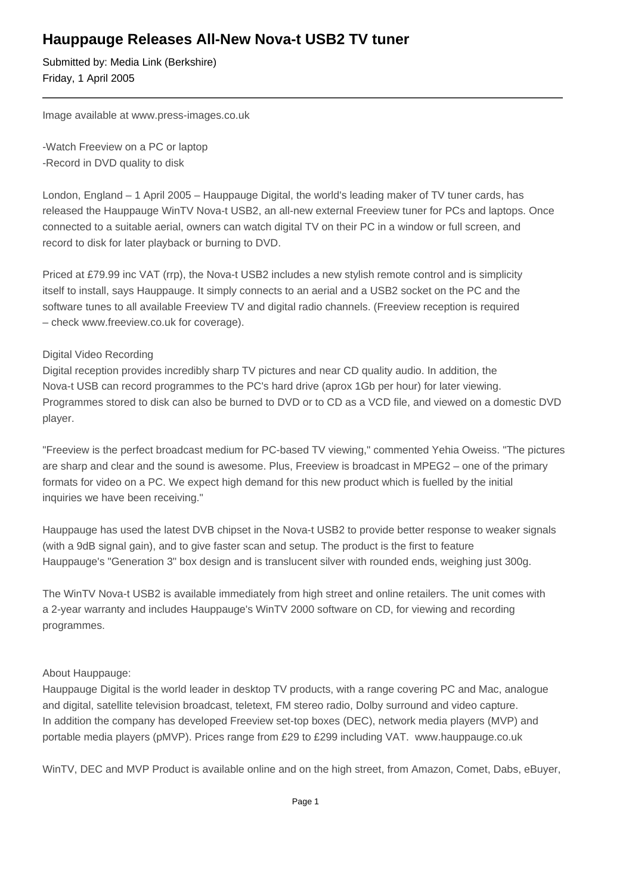# Hauppauge Releases All-New Nova-t USB2 TV tuner

Submitted by: Media Link (Berkshire)
Friday, 1 April 2005

---

Image available at www.press-images.co.uk

-Watch Freeview on a PC or laptop
-Record in DVD quality to disk

London, England – 1 April 2005 – Hauppauge Digital, the world's leading maker of TV tuner cards, has released the Hauppauge WinTV Nova-t USB2, an all-new external Freeview tuner for PCs and laptops. Once connected to a suitable aerial, owners can watch digital TV on their PC in a window or full screen, and record to disk for later playback or burning to DVD.

Priced at £79.99 inc VAT (rrp), the Nova-t USB2 includes a new stylish remote control and is simplicity itself to install, says Hauppauge. It simply connects to an aerial and a USB2 socket on the PC and the software tunes to all available Freeview TV and digital radio channels. (Freeview reception is required – check www.freeview.co.uk for coverage).

Digital Video Recording
Digital reception provides incredibly sharp TV pictures and near CD quality audio. In addition, the Nova-t USB can record programmes to the PC's hard drive (aprox 1Gb per hour) for later viewing. Programmes stored to disk can also be burned to DVD or to CD as a VCD file, and viewed on a domestic DVD player.

"Freeview is the perfect broadcast medium for PC-based TV viewing," commented Yehia Oweiss. "The pictures are sharp and clear and the sound is awesome. Plus, Freeview is broadcast in MPEG2 – one of the primary formats for video on a PC. We expect high demand for this new product which is fuelled by the initial inquiries we have been receiving."

Hauppauge has used the latest DVB chipset in the Nova-t USB2 to provide better response to weaker signals (with a 9dB signal gain), and to give faster scan and setup. The product is the first to feature Hauppauge's "Generation 3" box design and is translucent silver with rounded ends, weighing just 300g.

The WinTV Nova-t USB2 is available immediately from high street and online retailers. The unit comes with a 2-year warranty and includes Hauppauge's WinTV 2000 software on CD, for viewing and recording programmes.

About Hauppauge:
Hauppauge Digital is the world leader in desktop TV products, with a range covering PC and Mac, analogue and digital, satellite television broadcast, teletext, FM stereo radio, Dolby surround and video capture. In addition the company has developed Freeview set-top boxes (DEC), network media players (MVP) and portable media players (pMVP). Prices range from £29 to £299 including VAT. www.hauppauge.co.uk

WinTV, DEC and MVP Product is available online and on the high street, from Amazon, Comet, Dabs, eBuyer,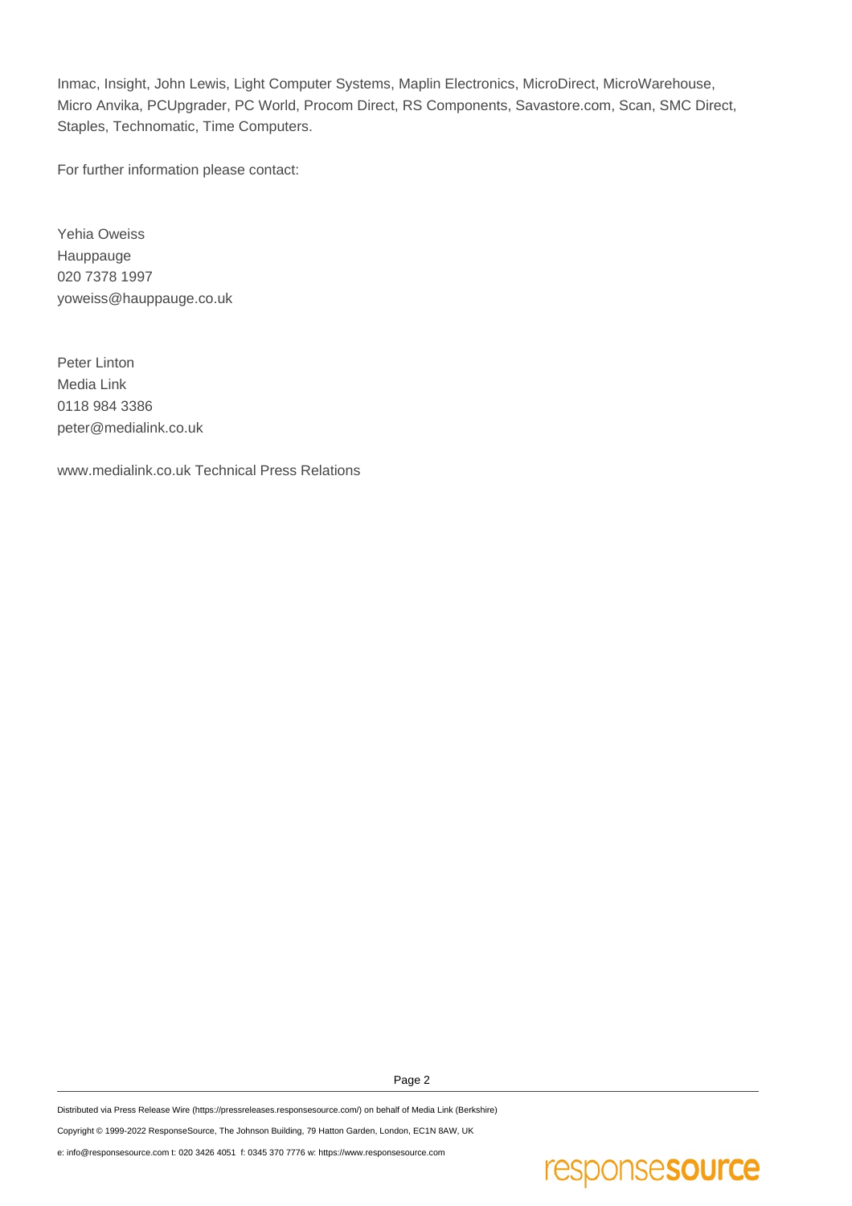Inmac, Insight, John Lewis, Light Computer Systems, Maplin Electronics, MicroDirect, MicroWarehouse, Micro Anvika, PCUpgrader, PC World, Procom Direct, RS Components, Savastore.com, Scan, SMC Direct, Staples, Technomatic, Time Computers.

For further information please contact:

Yehia Oweiss
Hauppauge
020 7378 1997
yoweiss@hauppauge.co.uk

Peter Linton
Media Link
0118 984 3386
peter@medialink.co.uk

www.medialink.co.uk Technical Press Relations